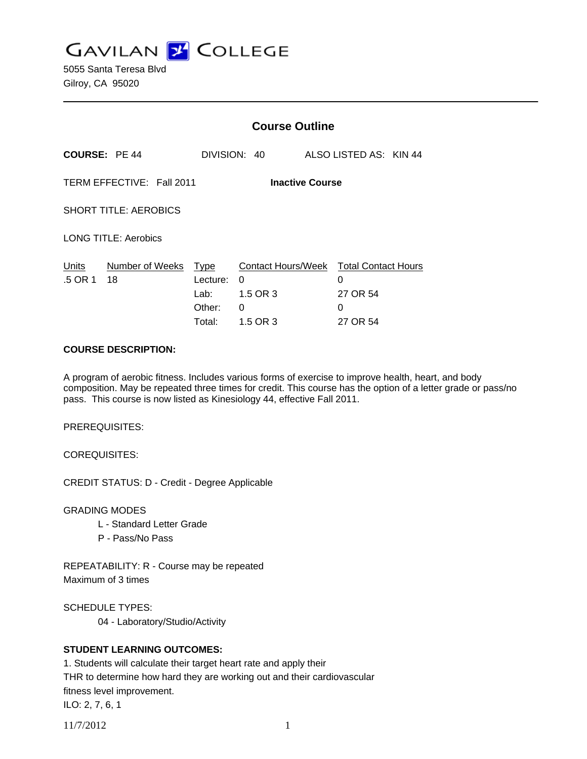# GAVILAN COLLEGE

5055 Santa Teresa Blvd
Gilroy, CA 95020

---

## Course Outline

**COURSE:** PE 44 DIVISION: 40 ALSO LISTED AS: KIN 44

TERM EFFECTIVE: Fall 2011 **Inactive Course**

SHORT TITLE: AEROBICS

LONG TITLE: Aerobics

| Units | Number of Weeks | Type | Contact Hours/Week | Total Contact Hours |
|---|---|---|---|---|
| .5 OR 1 | 18 | Lecture: | 0 | 0 |
| | | Lab: | 1.5 OR 3 | 27 OR 54 |
| | | Other: | 0 | 0 |
| | | Total: | 1.5 OR 3 | 27 OR 54 |

**COURSE DESCRIPTION:**

A program of aerobic fitness. Includes various forms of exercise to improve health, heart, and body composition. May be repeated three times for credit. This course has the option of a letter grade or pass/no pass. This course is now listed as Kinesiology 44, effective Fall 2011.

PREREQUISITES:

COREQUISITES:

CREDIT STATUS: D - Credit - Degree Applicable

GRADING MODES

- L - Standard Letter Grade
- P - Pass/No Pass

REPEATABILITY: R - Course may be repeated
Maximum of 3 times

SCHEDULE TYPES:

- 04 - Laboratory/Studio/Activity

**STUDENT LEARNING OUTCOMES:**

1. Students will calculate their target heart rate and apply their THR to determine how hard they are working out and their cardiovascular fitness level improvement.
ILO: 2, 7, 6, 1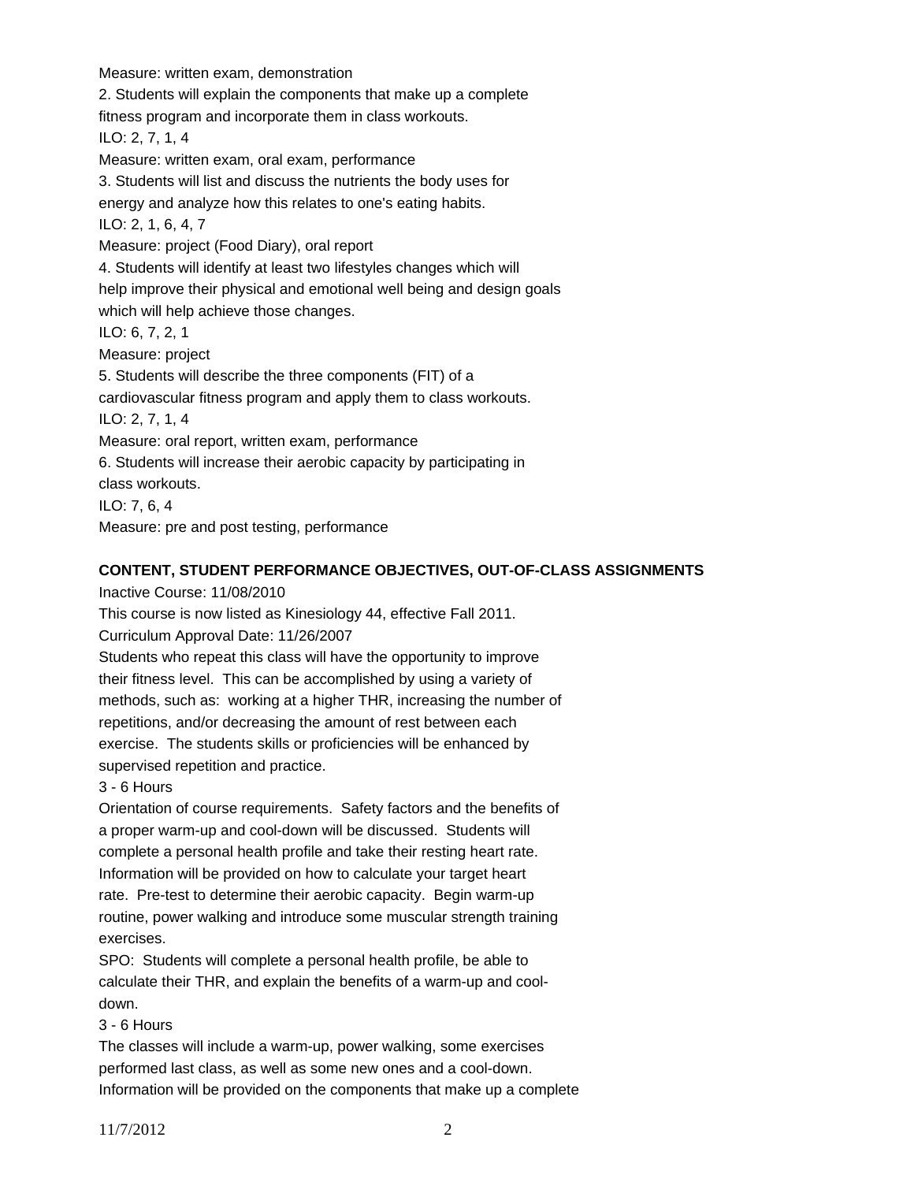Measure: written exam, demonstration

2. Students will explain the components that make up a complete fitness program and incorporate them in class workouts.
ILO: 2, 7, 1, 4
Measure: written exam, oral exam, performance

3. Students will list and discuss the nutrients the body uses for energy and analyze how this relates to one's eating habits.
ILO: 2, 1, 6, 4, 7
Measure: project (Food Diary), oral report

4. Students will identify at least two lifestyles changes which will help improve their physical and emotional well being and design goals which will help achieve those changes.
ILO: 6, 7, 2, 1
Measure: project

5. Students will describe the three components (FIT) of a cardiovascular fitness program and apply them to class workouts.
ILO: 2, 7, 1, 4
Measure: oral report, written exam, performance

6. Students will increase their aerobic capacity by participating in class workouts.
ILO: 7, 6, 4
Measure: pre and post testing, performance

**CONTENT, STUDENT PERFORMANCE OBJECTIVES, OUT-OF-CLASS ASSIGNMENTS**

Inactive Course: 11/08/2010

This course is now listed as Kinesiology 44, effective Fall 2011.

Curriculum Approval Date: 11/26/2007

Students who repeat this class will have the opportunity to improve their fitness level. This can be accomplished by using a variety of methods, such as: working at a higher THR, increasing the number of repetitions, and/or decreasing the amount of rest between each exercise. The students skills or proficiencies will be enhanced by supervised repetition and practice.

3 - 6 Hours

Orientation of course requirements. Safety factors and the benefits of a proper warm-up and cool-down will be discussed. Students will complete a personal health profile and take their resting heart rate. Information will be provided on how to calculate your target heart rate. Pre-test to determine their aerobic capacity. Begin warm-up routine, power walking and introduce some muscular strength training exercises.

SPO: Students will complete a personal health profile, be able to calculate their THR, and explain the benefits of a warm-up and cool-down.

3 - 6 Hours

The classes will include a warm-up, power walking, some exercises performed last class, as well as some new ones and a cool-down. Information will be provided on the components that make up a complete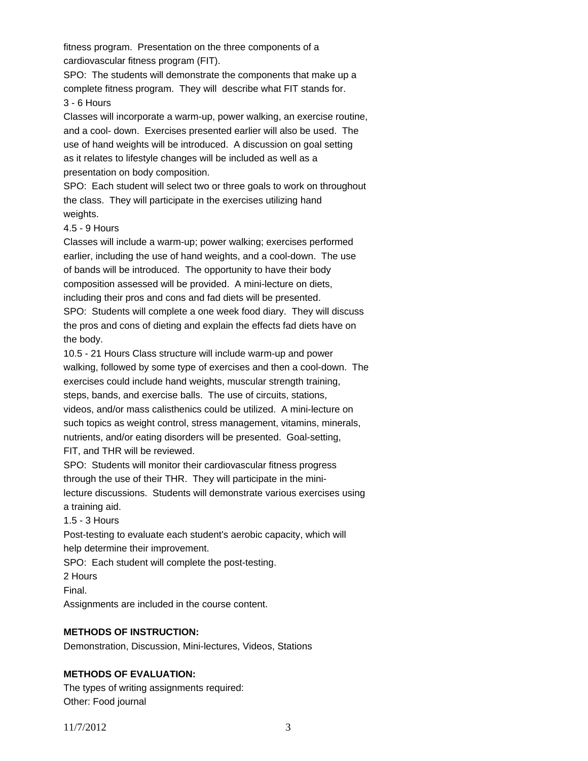fitness program. Presentation on the three components of a cardiovascular fitness program (FIT).

SPO: The students will demonstrate the components that make up a complete fitness program. They will describe what FIT stands for.

3 - 6 Hours

Classes will incorporate a warm-up, power walking, an exercise routine, and a cool- down. Exercises presented earlier will also be used. The use of hand weights will be introduced. A discussion on goal setting as it relates to lifestyle changes will be included as well as a presentation on body composition.

SPO: Each student will select two or three goals to work on throughout the class. They will participate in the exercises utilizing hand weights.

4.5 - 9 Hours

Classes will include a warm-up; power walking; exercises performed earlier, including the use of hand weights, and a cool-down. The use of bands will be introduced. The opportunity to have their body composition assessed will be provided. A mini-lecture on diets, including their pros and cons and fad diets will be presented.

SPO: Students will complete a one week food diary. They will discuss the pros and cons of dieting and explain the effects fad diets have on the body.

10.5 - 21 Hours Class structure will include warm-up and power walking, followed by some type of exercises and then a cool-down. The exercises could include hand weights, muscular strength training, steps, bands, and exercise balls. The use of circuits, stations, videos, and/or mass calisthenics could be utilized. A mini-lecture on such topics as weight control, stress management, vitamins, minerals, nutrients, and/or eating disorders will be presented. Goal-setting, FIT, and THR will be reviewed.

SPO: Students will monitor their cardiovascular fitness progress through the use of their THR. They will participate in the mini-lecture discussions. Students will demonstrate various exercises using a training aid.

1.5 - 3 Hours

Post-testing to evaluate each student's aerobic capacity, which will help determine their improvement.

SPO: Each student will complete the post-testing.

2 Hours

Final.

Assignments are included in the course content.

**METHODS OF INSTRUCTION:**

Demonstration, Discussion, Mini-lectures, Videos, Stations

**METHODS OF EVALUATION:**

The types of writing assignments required:

Other: Food journal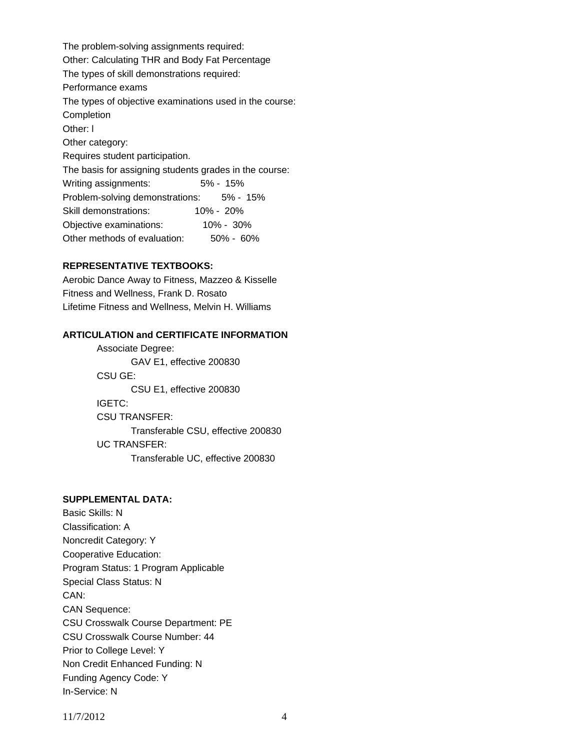The problem-solving assignments required:

Other: Calculating THR and Body Fat Percentage

The types of skill demonstrations required:

Performance exams

The types of objective examinations used in the course:

Completion

Other: l

Other category:

Requires student participation.

The basis for assigning students grades in the course:

| | |
|---|---|
| Writing assignments: | 5% - 15% |
| Problem-solving demonstrations: | 5% - 15% |
| Skill demonstrations: | 10% - 20% |
| Objective examinations: | 10% - 30% |
| Other methods of evaluation: | 50% - 60% |

**REPRESENTATIVE TEXTBOOKS:**

Aerobic Dance Away to Fitness, Mazzeo & Kisselle

Fitness and Wellness, Frank D. Rosato

Lifetime Fitness and Wellness, Melvin H. Williams

**ARTICULATION and CERTIFICATE INFORMATION**

Associate Degree:

GAV E1, effective 200830

CSU GE:

CSU E1, effective 200830

IGETC:

CSU TRANSFER:

Transferable CSU, effective 200830

UC TRANSFER:

Transferable UC, effective 200830

**SUPPLEMENTAL DATA:**

Basic Skills: N

Classification: A

Noncredit Category: Y

Cooperative Education:

Program Status: 1 Program Applicable

Special Class Status: N

CAN:

CAN Sequence:

CSU Crosswalk Course Department: PE

CSU Crosswalk Course Number: 44

Prior to College Level: Y

Non Credit Enhanced Funding: N

Funding Agency Code: Y

In-Service: N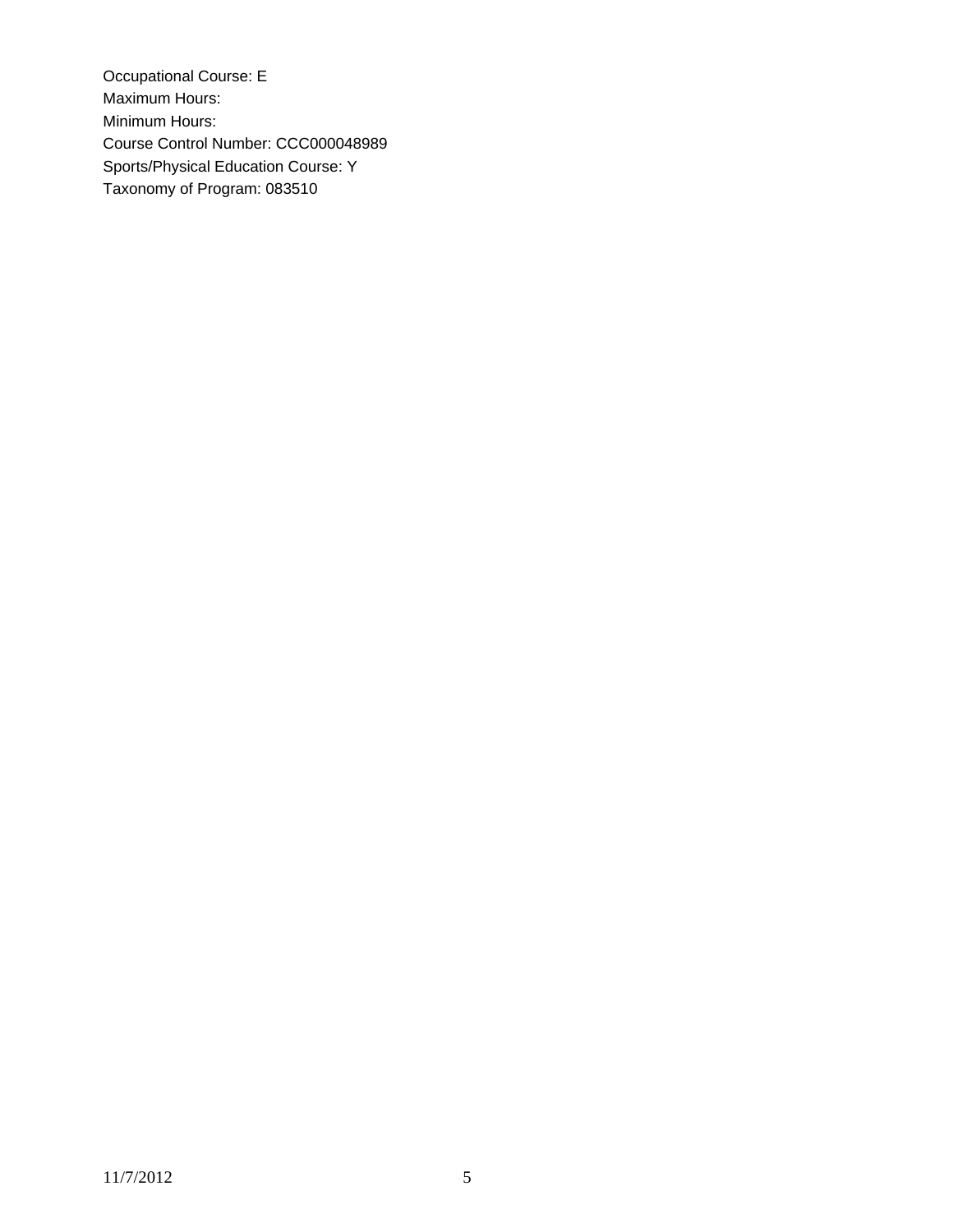Occupational Course: E
Maximum Hours:
Minimum Hours:
Course Control Number: CCC000048989
Sports/Physical Education Course: Y
Taxonomy of Program: 083510